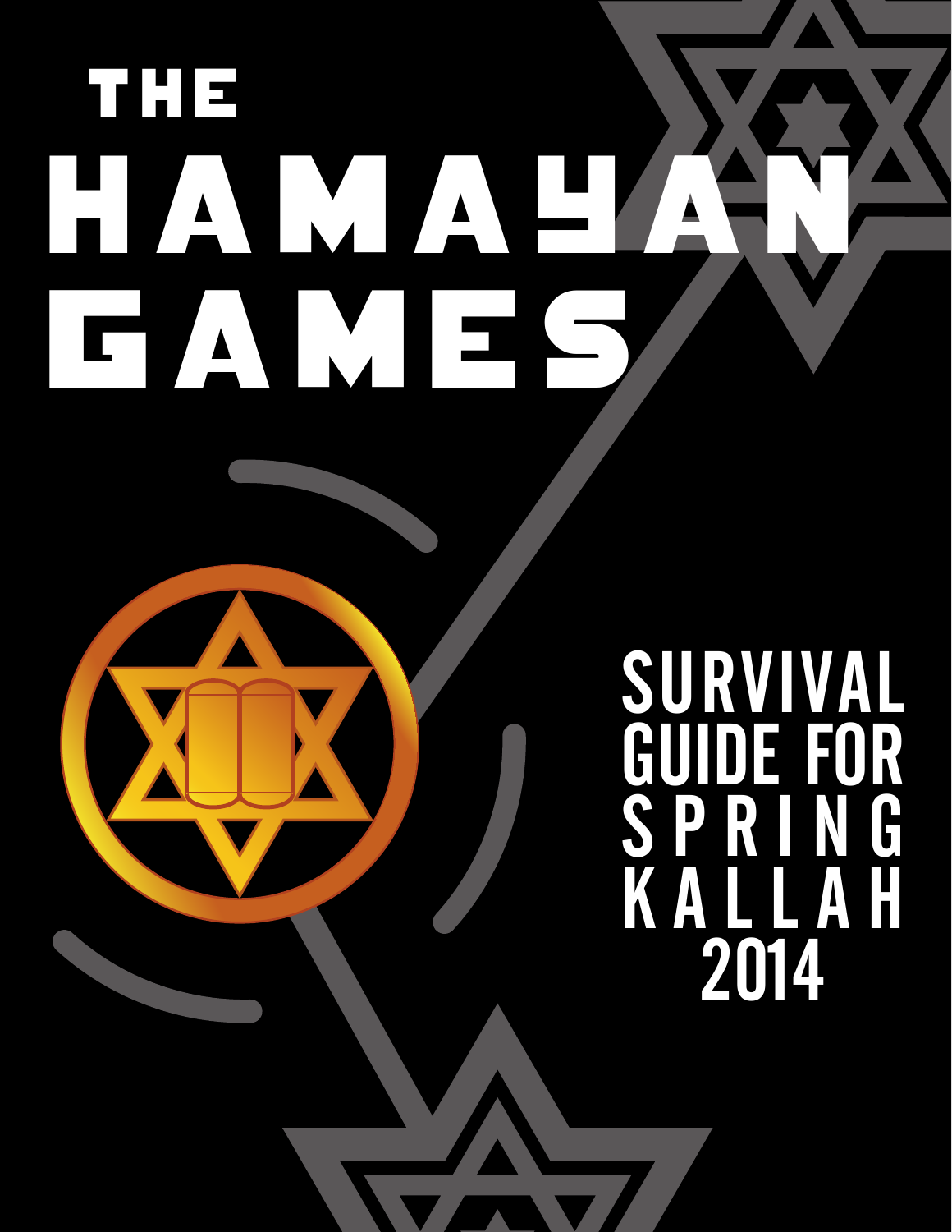# THE HAMAYAN GAMES

## SURVIVAL GUIDE FOR SPRING KALLAH 2014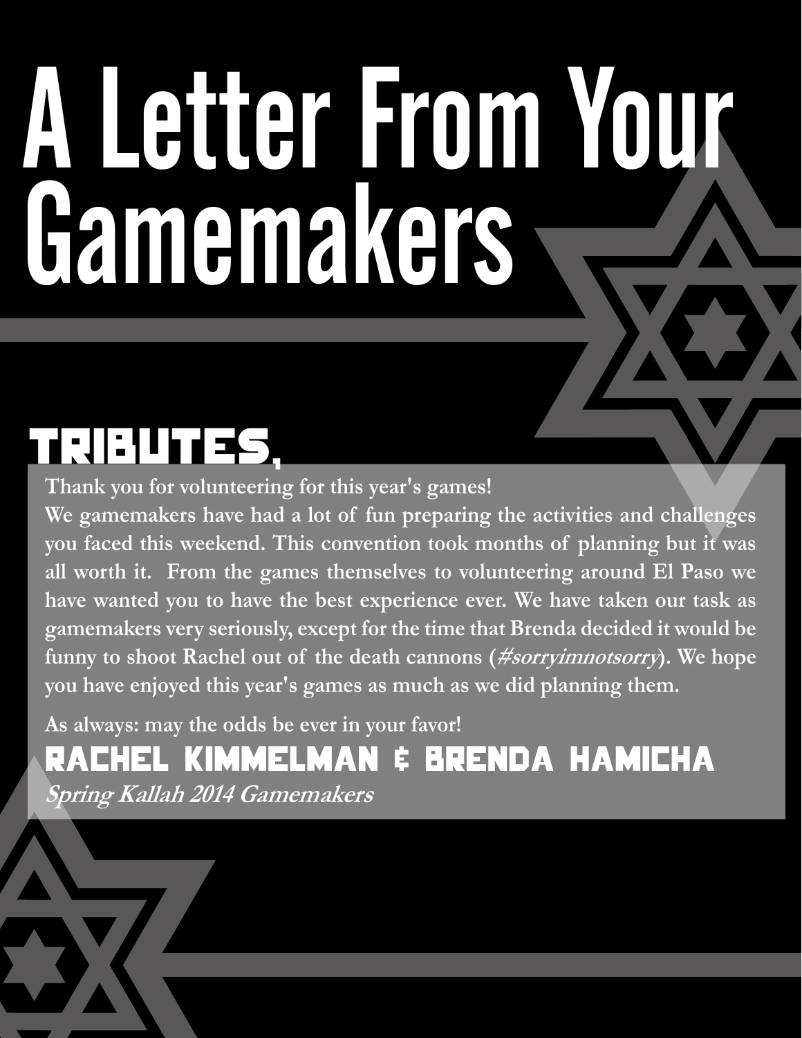# A Letter From Your Gamemakers

## TRIBUTES,

**Thank you for volunteering for this year's games!**

**We gamemakers have had a lot of fun preparing the activities and challenges you faced this weekend. This convention took months of planning but it was all worth it. From the games themselves to volunteering around El Paso we have wanted you to have the best experience ever. We have taken our task as gamemakers very seriously, except for the time that Brenda decided it would be funny to shoot Rachel out of the death cannons (*#sorryimnotsorry*). We hope you have enjoyed this year's games as much as we did planning them.**

**As always: may the odds be ever in your favor!**

**RACHEL KIMMELMAN & BRENDA HAMICHA**

***Spring Kallah 2014 Gamemakers***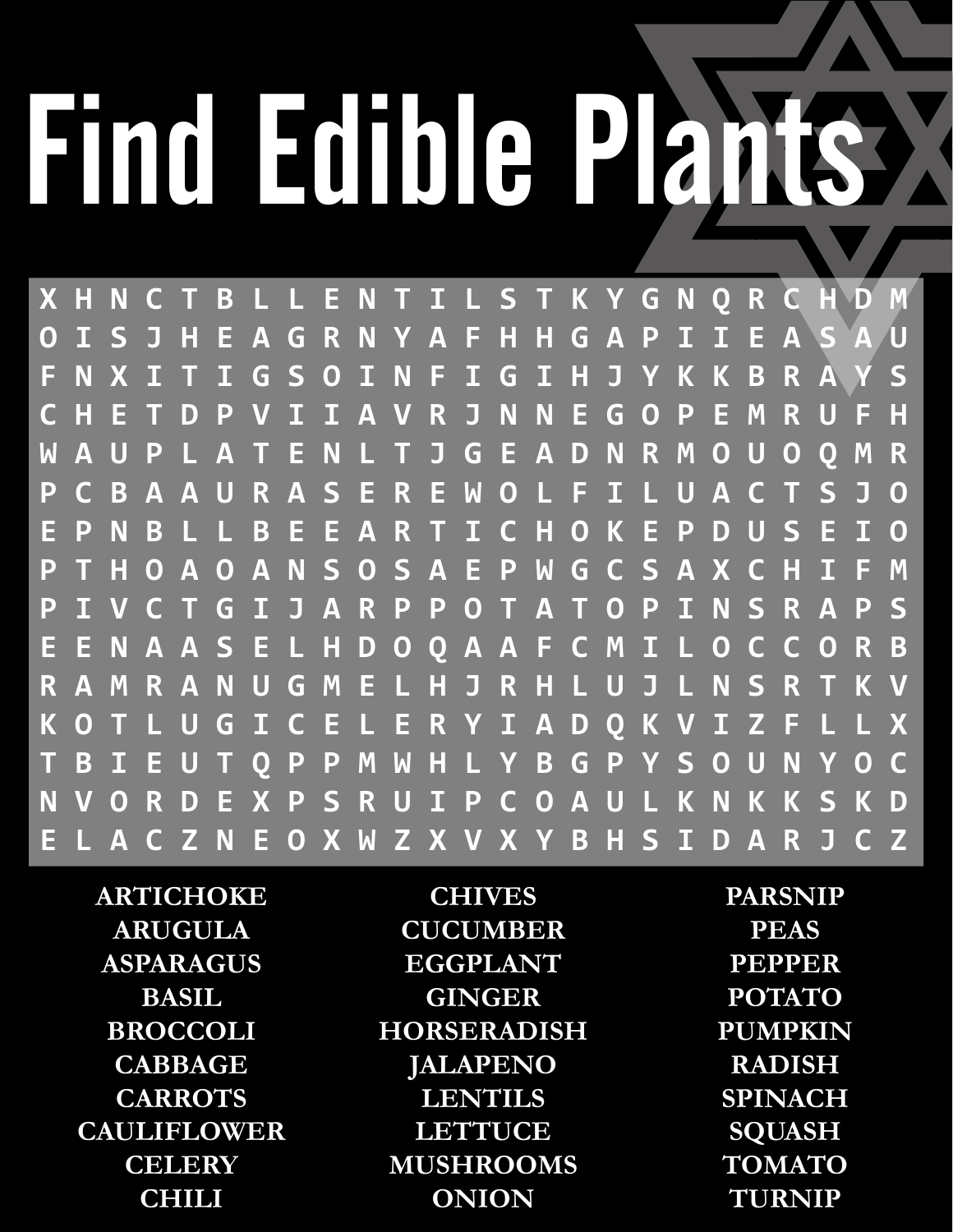# Find Edible Plants

```
X H N C T B L L E N T I L S T K Y G N Q R C H D M
O I S J H E A G R N Y A F H H G A P I I E A S A U
F N X I T I G S O I N F I G I H J Y K K B R A Y S
C H E T D P V I I A V R J N N E G O P E M R U F H
W A U P L A T E N L T J G E A D N R M O U O Q M R
P C B A A U R A S E R E W O L F I L U A C T S J O
E P N B L L B E E A R T I C H O K E P D U S E I O
P T H O A O A N S O S A E P W G C S A X C H I F M
P I V C T G I J A R P P O T A T O P I N S R A P S
E E N A A S E L H D O Q A A F C M I L O C C O R B
R A M R A N U G M E L H J R H L U J L N S R T K V
K O T L U G I C E L E R Y I A D Q K V I Z F L L X
T B I E U T Q P P M W H L Y B G P Y S O U N Y O C
N V O R D E X P S R U I P C O A U L K N K K S K D
E L A C Z N E O X W Z X V X Y B H S I D A R J C Z
```

| | | |
|---|---|---|
| ARTICHOKE | CHIVES | PARSNIP |
| ARUGULA | CUCUMBER | PEAS |
| ASPARAGUS | EGGPLANT | PEPPER |
| BASIL | GINGER | POTATO |
| BROCCOLI | HORSERADISH | PUMPKIN |
| CABBAGE | JALAPENO | RADISH |
| CARROTS | LENTILS | SPINACH |
| CAULIFLOWER | LETTUCE | SQUASH |
| CELERY | MUSHROOMS | TOMATO |
| CHILI | ONION | TURNIP |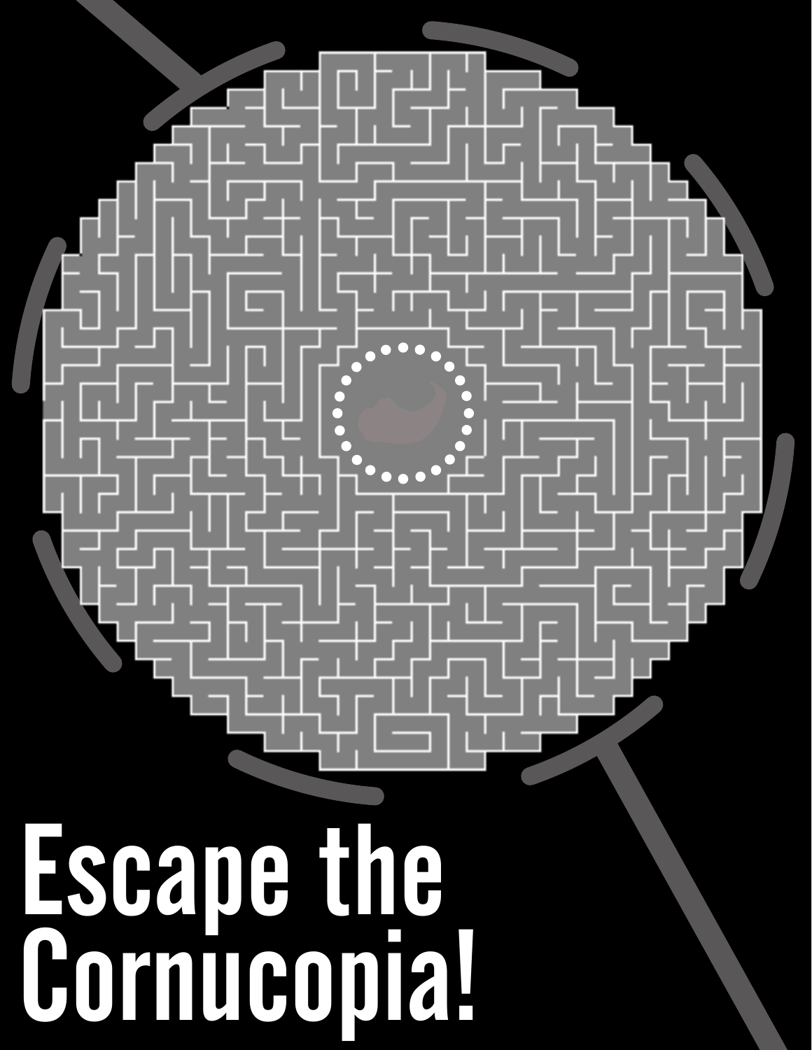# Escape the Cornucopia!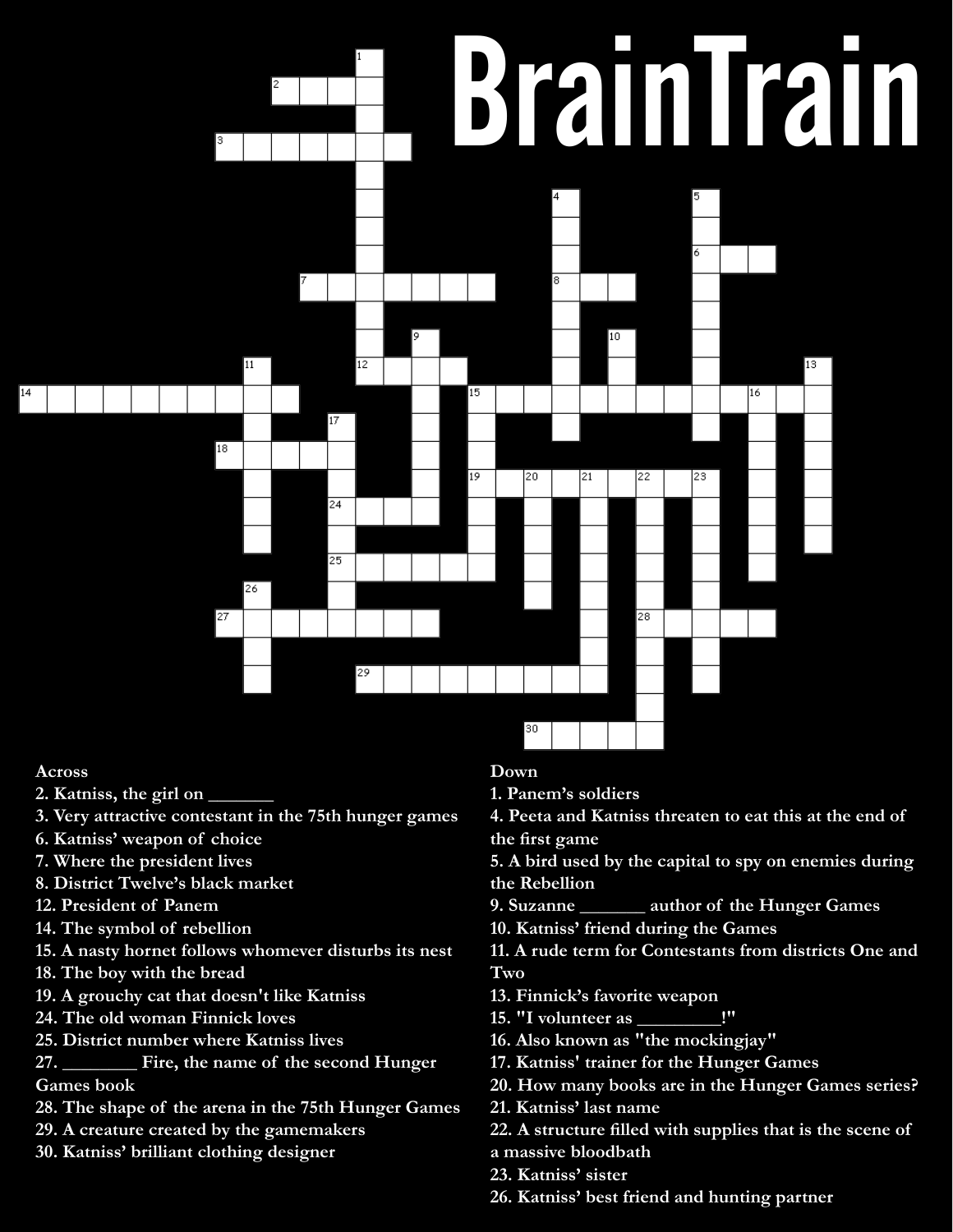# BrainTrain

**Across**

2. Katniss, the girl on _______
3. Very attractive contestant in the 75th hunger games
6. Katniss' weapon of choice
7. Where the president lives
8. District Twelve's black market
12. President of Panem
14. The symbol of rebellion
15. A nasty hornet follows whomever disturbs its nest
18. The boy with the bread
19. A grouchy cat that doesn't like Katniss
24. The old woman Finnick loves
25. District number where Katniss lives
27. ________ Fire, the name of the second Hunger Games book
28. The shape of the arena in the 75th Hunger Games
29. A creature created by the gamemakers
30. Katniss' brilliant clothing designer

**Down**

1. Panem's soldiers
4. Peeta and Katniss threaten to eat this at the end of the first game
5. A bird used by the capital to spy on enemies during the Rebellion
9. Suzanne _______ author of the Hunger Games
10. Katniss' friend during the Games
11. A rude term for Contestants from districts One and Two
13. Finnick's favorite weapon
15. "I volunteer as _________!"
16. Also known as "the mockingjay"
17. Katniss' trainer for the Hunger Games
20. How many books are in the Hunger Games series?
21. Katniss' last name
22. A structure filled with supplies that is the scene of a massive bloodbath
23. Katniss' sister
26. Katniss' best friend and hunting partner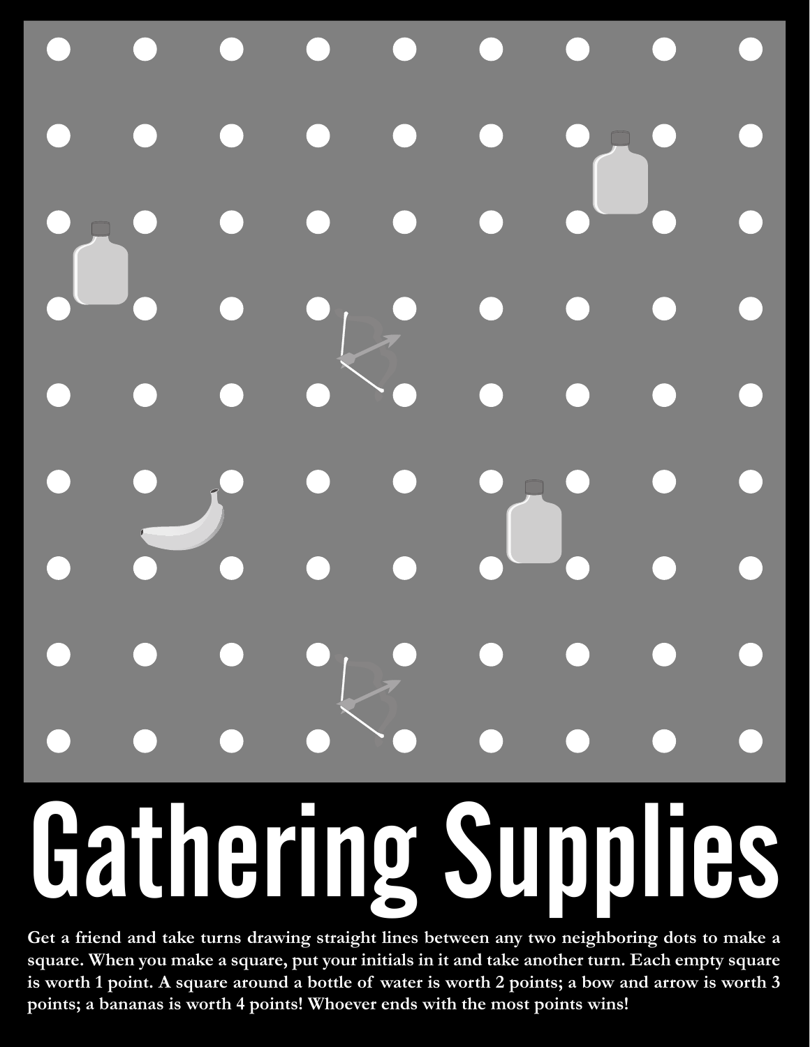# Gathering Supplies

**Get a friend and take turns drawing straight lines between any two neighboring dots to make a square. When you make a square, put your initials in it and take another turn. Each empty square is worth 1 point. A square around a bottle of water is worth 2 points; a bow and arrow is worth 3 points; a bananas is worth 4 points! Whoever ends with the most points wins!**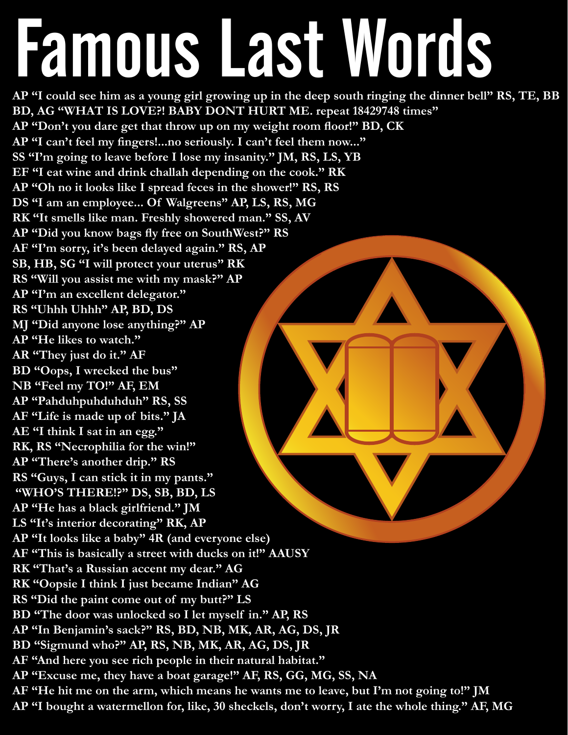# Famous Last Words

**AP "I could see him as a young girl growing up in the deep south ringing the dinner bell" RS, TE, BB**

**BD, AG "WHAT IS LOVE?! BABY DONT HURT ME. repeat 18429748 times"**

**AP "Don't you dare get that throw up on my weight room floor!" BD, CK**

**AP "I can't feel my fingers!...no seriously. I can't feel them now..."**

**SS "I'm going to leave before I lose my insanity." JM, RS, LS, YB**

**EF "I eat wine and drink challah depending on the cook." RK**

**AP "Oh no it looks like I spread feces in the shower!" RS, RS**

**DS "I am an employee... Of Walgreens" AP, LS, RS, MG**

**RK "It smells like man. Freshly showered man." SS, AV**

**AP "Did you know bags fly free on SouthWest?" RS**

**AF "I'm sorry, it's been delayed again." RS, AP**

**SB, HB, SG "I will protect your uterus" RK**

**RS "Will you assist me with my mask?" AP**

**AP "I'm an excellent delegator."**

**RS "Uhhh Uhhh" AP, BD, DS**

**MJ "Did anyone lose anything?" AP**

**AP "He likes to watch."**

**AR "They just do it." AF**

**BD "Oops, I wrecked the bus"**

**NB "Feel my TO!" AF, EM**

**AP "Pahduhpuhduhduh" RS, SS**

**AF "Life is made up of bits." JA**

**AE "I think I sat in an egg."**

**RK, RS "Necrophilia for the win!"**

**AP "There's another drip." RS**

**RS "Guys, I can stick it in my pants."**

**"WHO'S THERE!?" DS, SB, BD, LS**

**AP "He has a black girlfriend." JM**

**LS "It's interior decorating" RK, AP**

**AP "It looks like a baby" 4R (and everyone else)**

**AF "This is basically a street with ducks on it!" AAUSY**

**RK "That's a Russian accent my dear." AG**

**RK "Oopsie I think I just became Indian" AG**

**RS "Did the paint come out of my butt?" LS**

**BD "The door was unlocked so I let myself in." AP, RS**

**AP "In Benjamin's sack?" RS, BD, NB, MK, AR, AG, DS, JR**

**BD "Sigmund who?" AP, RS, NB, MK, AR, AG, DS, JR**

**AF "And here you see rich people in their natural habitat."**

**AP "Excuse me, they have a boat garage!" AF, RS, GG, MG, SS, NA**

**AF "He hit me on the arm, which means he wants me to leave, but I'm not going to!" JM**

**AP "I bought a watermellon for, like, 30 sheckels, don't worry, I ate the whole thing." AF, MG**